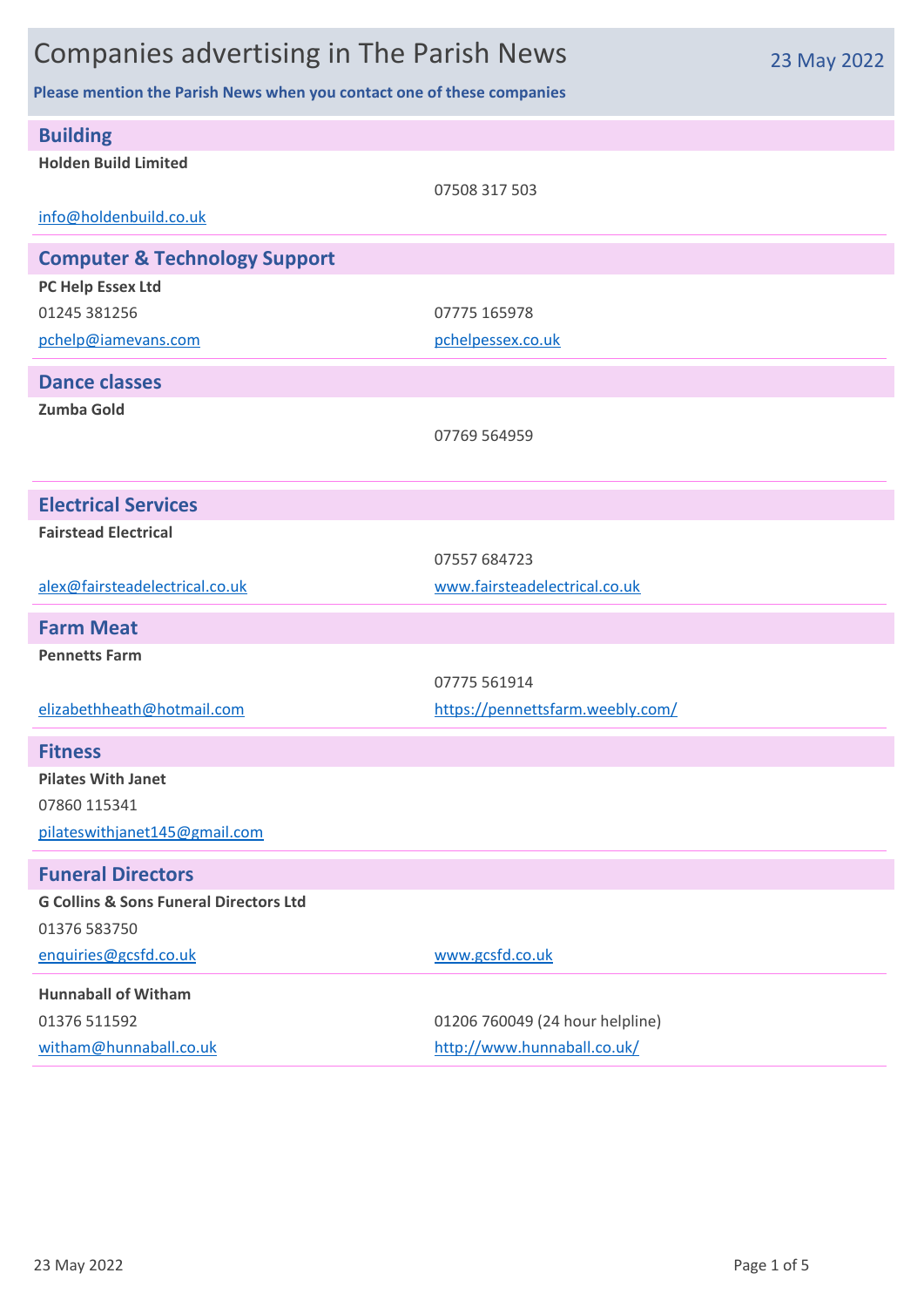# Companies advertising in The Parish News

23 May 2022

**Please mention the Parish News when you contact one of these companies**

## Building

**Holden Build Limited**

07508 317 503

info@holdenbuild.co.uk

## Computer & Technology Support

**PC Help Essex Ltd**

01245 381256

07775 165978

pchelp@iamevans.com

pchelpessex.co.uk

## Dance classes

**Zumba Gold**

07769 564959

## Electrical Services

**Fairstead Electrical**

07557 684723

alex@fairsteadelectrical.co.uk

www.fairsteadelectrical.co.uk

## Farm Meat

**Pennetts Farm**

07775 561914

elizabethheath@hotmail.com

https://pennettsfarm.weebly.com/

## Fitness

**Pilates With Janet**

07860 115341

pilateswithjanet145@gmail.com

## Funeral Directors

**G Collins & Sons Funeral Directors Ltd**

01376 583750

enquiries@gcsfd.co.uk

www.gcsfd.co.uk

**Hunnaball of Witham**

01376 511592

01206 760049 (24 hour helpline)

witham@hunnaball.co.uk

http://www.hunnaball.co.uk/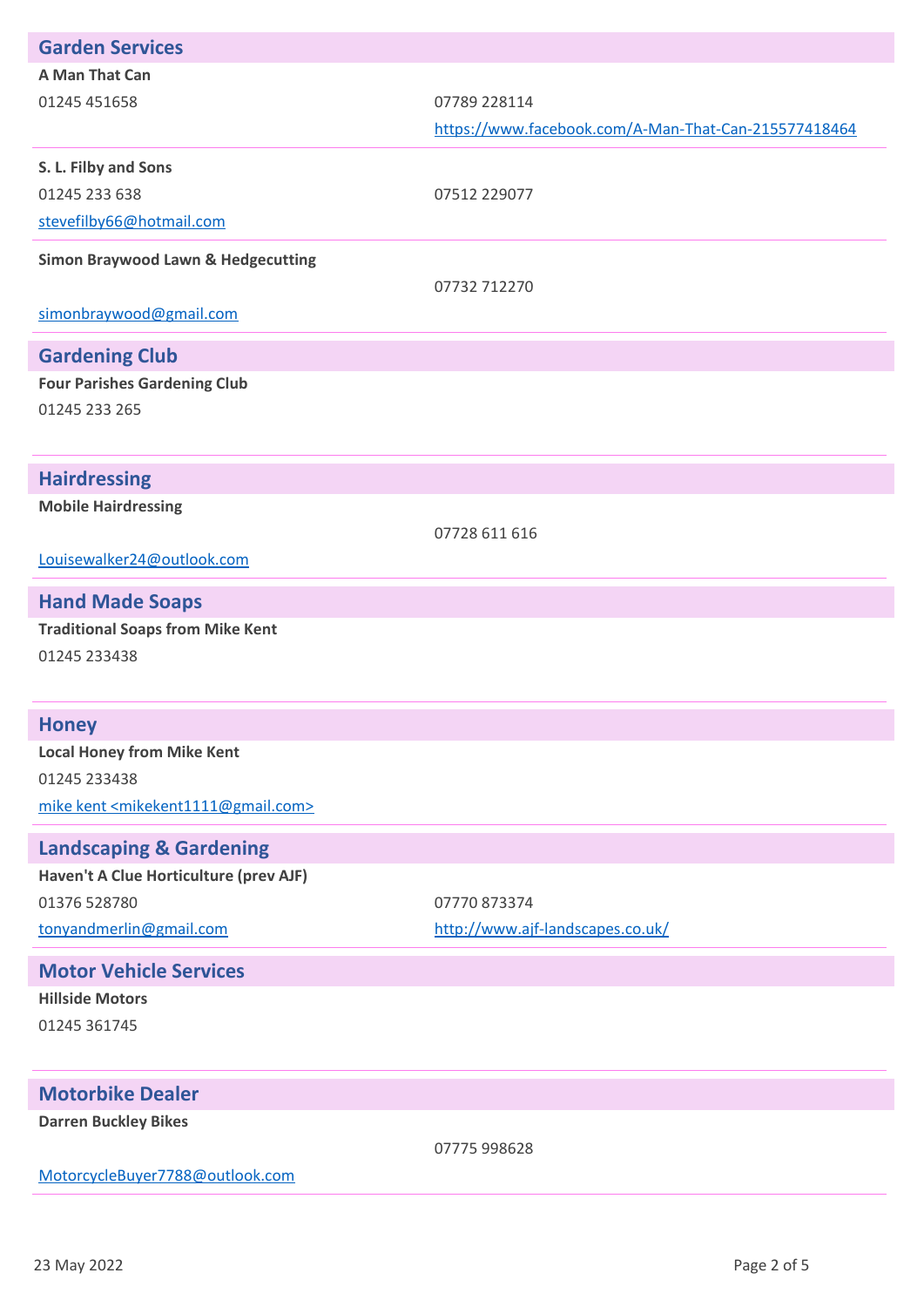## Garden Services

**A Man That Can**

01245 451658

07789 228114

https://www.facebook.com/A-Man-That-Can-215577418464

---

**S. L. Filby and Sons**

01245 233 638

07512 229077

stevefilby66@hotmail.com

---

**Simon Braywood Lawn & Hedgecutting**

07732 712270

simonbraywood@gmail.com

---

## Gardening Club

**Four Parishes Gardening Club**

01245 233 265

---

## Hairdressing

**Mobile Hairdressing**

07728 611 616

Louisewalker24@outlook.com

---

## Hand Made Soaps

**Traditional Soaps from Mike Kent**

01245 233438

---

## Honey

**Local Honey from Mike Kent**

01245 233438

mike kent <mikekent1111@gmail.com>

---

## Landscaping & Gardening

**Haven't A Clue Horticulture (prev AJF)**

01376 528780

07770 873374

tonyandmerlin@gmail.com

http://www.ajf-landscapes.co.uk/

---

## Motor Vehicle Services

**Hillside Motors**

01245 361745

---

## Motorbike Dealer

**Darren Buckley Bikes**

07775 998628

MotorcycleBuyer7788@outlook.com

---

23 May 2022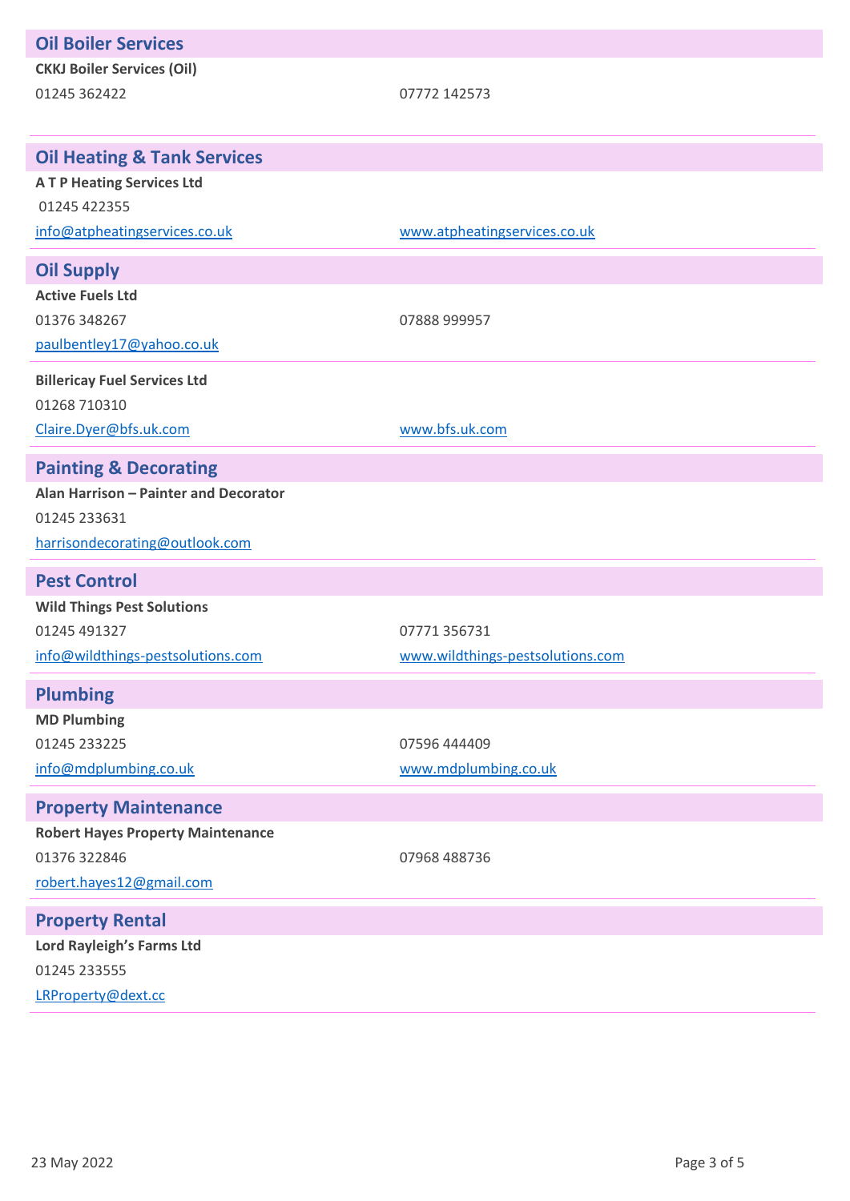## Oil Boiler Services

**CKKJ Boiler Services (Oil)**

01245 362422

07772 142573

## Oil Heating & Tank Services

**A T P Heating Services Ltd**

01245 422355

info@atpheatingservices.co.uk

www.atpheatingservices.co.uk

## Oil Supply

**Active Fuels Ltd**

01376 348267

07888 999957

paulbentley17@yahoo.co.uk

**Billericay Fuel Services Ltd**

01268 710310

Claire.Dyer@bfs.uk.com

www.bfs.uk.com

## Painting & Decorating

**Alan Harrison – Painter and Decorator**

01245 233631

harrisondecorating@outlook.com

## Pest Control

**Wild Things Pest Solutions**

01245 491327

07771 356731

info@wildthings-pestsolutions.com

www.wildthings-pestsolutions.com

## Plumbing

**MD Plumbing**

01245 233225

07596 444409

info@mdplumbing.co.uk

www.mdplumbing.co.uk

## Property Maintenance

**Robert Hayes Property Maintenance**

01376 322846

07968 488736

robert.hayes12@gmail.com

## Property Rental

**Lord Rayleigh's Farms Ltd**

01245 233555

LRProperty@dext.cc

23 May 2022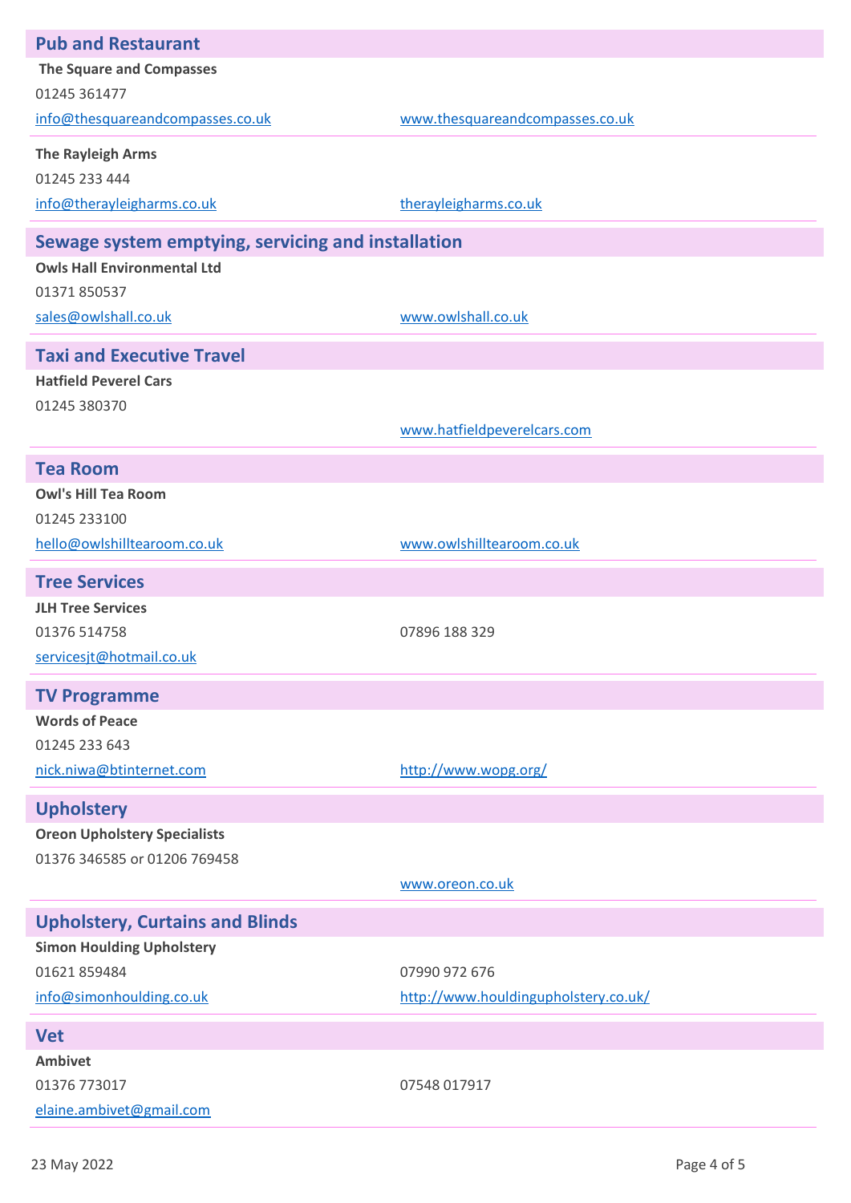## Pub and Restaurant

**The Square and Compasses**

01245 361477

info@thesquareandcompasses.co.uk

www.thesquareandcompasses.co.uk

**The Rayleigh Arms**

01245 233 444

info@therayleigharms.co.uk

therayleigharms.co.uk

## Sewage system emptying, servicing and installation

**Owls Hall Environmental Ltd**

01371 850537

sales@owlshall.co.uk

www.owlshall.co.uk

## Taxi and Executive Travel

**Hatfield Peverel Cars**

01245 380370

www.hatfieldpeverelcars.com

## Tea Room

**Owl's Hill Tea Room**

01245 233100

hello@owlshilltearoom.co.uk

www.owlshilltearoom.co.uk

## Tree Services

**JLH Tree Services**

01376 514758

07896 188 329

servicesjt@hotmail.co.uk

## TV Programme

**Words of Peace**

01245 233 643

nick.niwa@btinternet.com

http://www.wopg.org/

## Upholstery

**Oreon Upholstery Specialists**

01376 346585 or 01206 769458

www.oreon.co.uk

## Upholstery, Curtains and Blinds

**Simon Houlding Upholstery**

01621 859484

07990 972 676

info@simonhoulding.co.uk

http://www.houldingupholstery.co.uk/

## Vet

**Ambivet**

01376 773017

07548 017917

elaine.ambivet@gmail.com

23 May 2022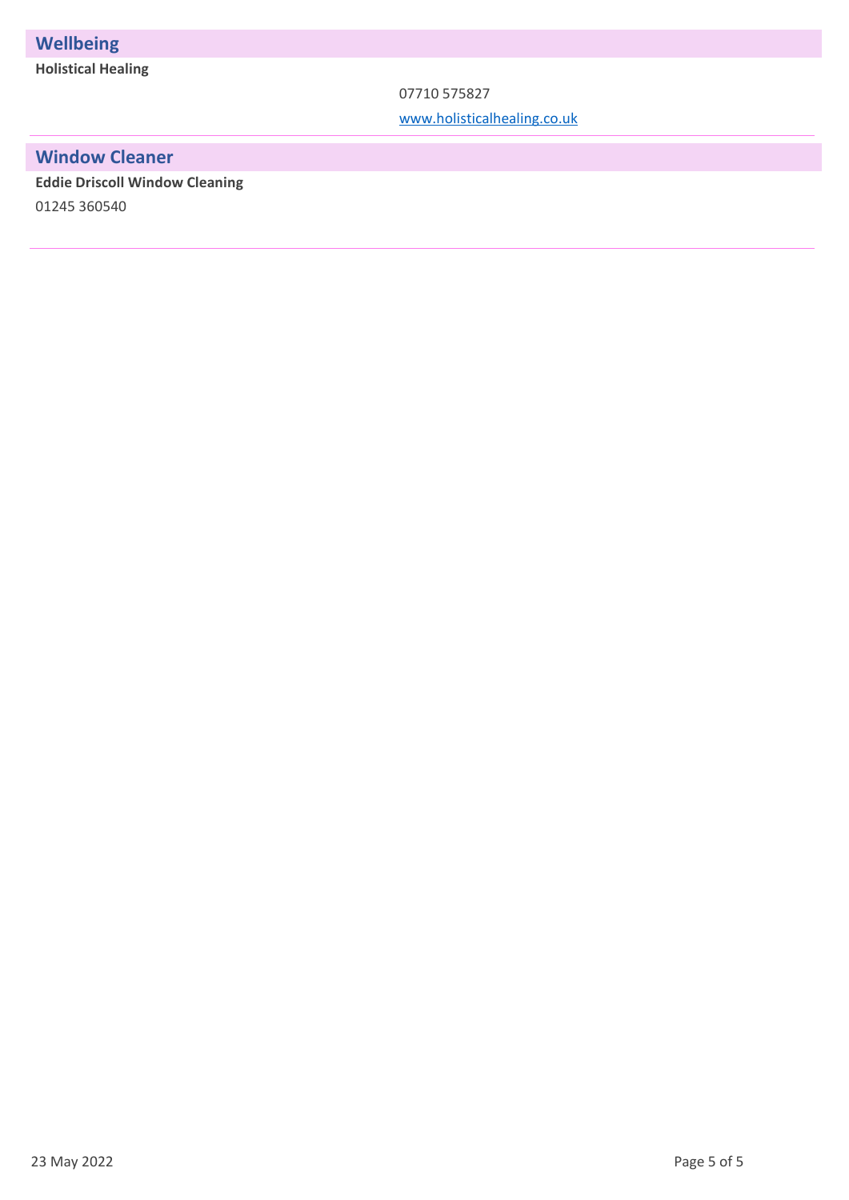## Wellbeing

**Holistical Healing**

07710 575827

www.holisticalhealing.co.uk

## Window Cleaner

**Eddie Driscoll Window Cleaning**

01245 360540

23 May 2022